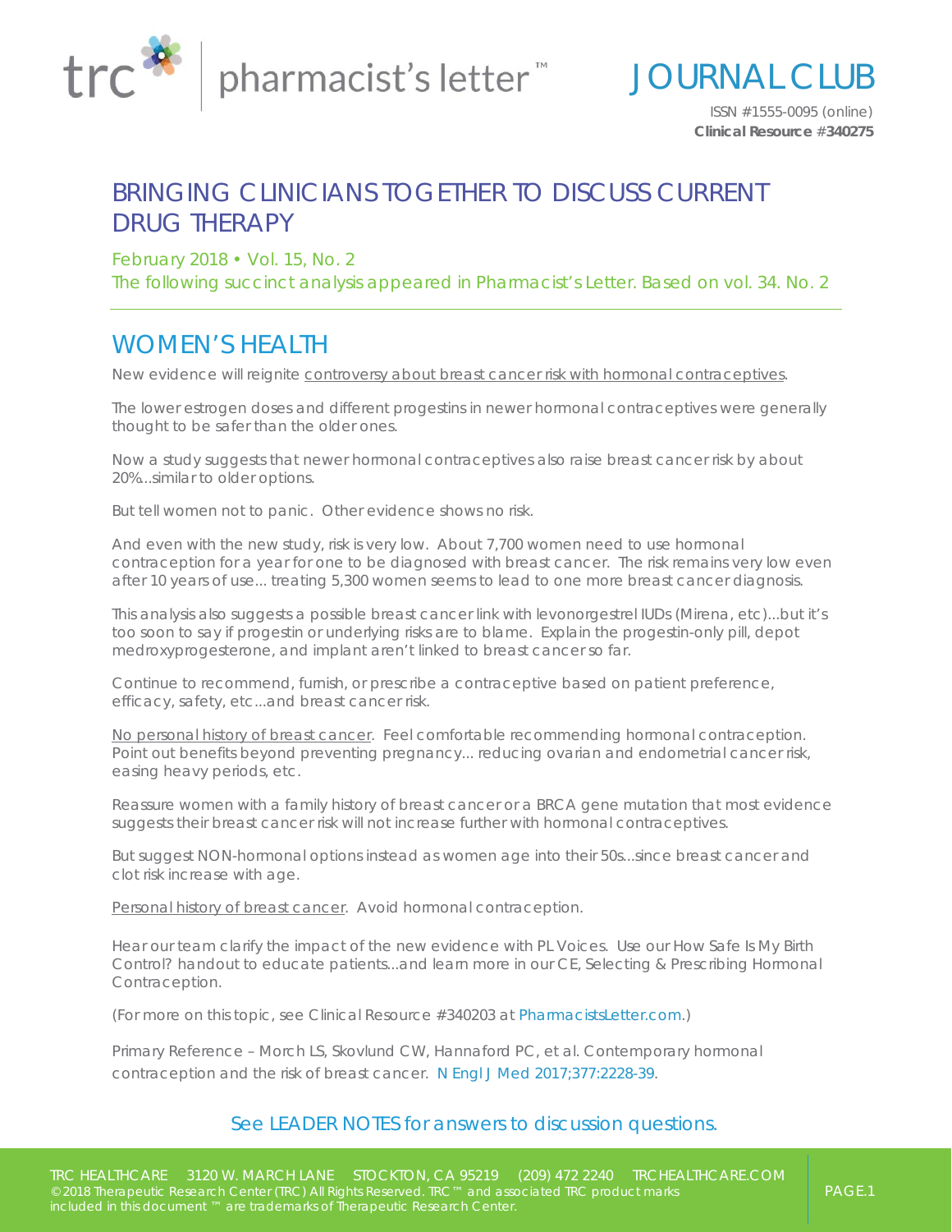# JOURNAL CLUB

ISSN #1555-0095 (online)
**Clinical Resource #340275**

## BRINGING CLINICIANS TOGETHER TO DISCUSS CURRENT DRUG THERAPY

February 2018 • Vol. 15, No. 2

The following succinct analysis appeared in Pharmacist's Letter. Based on vol. 34. No. 2

## WOMEN'S HEALTH

New evidence will reignite controversy about breast cancer risk with hormonal contraceptives.

The lower estrogen doses and different progestins in newer hormonal contraceptives were generally thought to be safer than the older ones.

Now a study suggests that newer hormonal contraceptives also raise breast cancer risk by about 20%...similar to older options.

But tell women not to panic. Other evidence shows no risk.

And even with the new study, risk is very low. About 7,700 women need to use hormonal contraception for a year for one to be diagnosed with breast cancer. The risk remains very low even after 10 years of use... treating 5,300 women seems to lead to one more breast cancer diagnosis.

This analysis also suggests a possible breast cancer link with levonorgestrel IUDs (Mirena, etc)...but it's too soon to say if progestin or underlying risks are to blame. Explain the progestin-only pill, depot medroxyprogesterone, and implant aren't linked to breast cancer so far.

Continue to recommend, furnish, or prescribe a contraceptive based on patient preference, efficacy, safety, etc...and breast cancer risk.

No personal history of breast cancer. Feel comfortable recommending hormonal contraception. Point out benefits beyond preventing pregnancy... reducing ovarian and endometrial cancer risk, easing heavy periods, etc.

Reassure women with a family history of breast cancer or a BRCA gene mutation that most evidence suggests their breast cancer risk will not increase further with hormonal contraceptives.

But suggest NON-hormonal options instead as women age into their 50s...since breast cancer and clot risk increase with age.

Personal history of breast cancer. Avoid hormonal contraception.

Hear our team clarify the impact of the new evidence with PL Voices. Use our How Safe Is My Birth Control? handout to educate patients...and learn more in our CE, Selecting & Prescribing Hormonal Contraception.

(For more on this topic, see Clinical Resource #340203 at PharmacistsLetter.com.)

Primary Reference – Morch LS, Skovlund CW, Hannaford PC, et al. Contemporary hormonal contraception and the risk of breast cancer. N Engl J Med 2017;377:2228-39.

See LEADER NOTES for answers to discussion questions.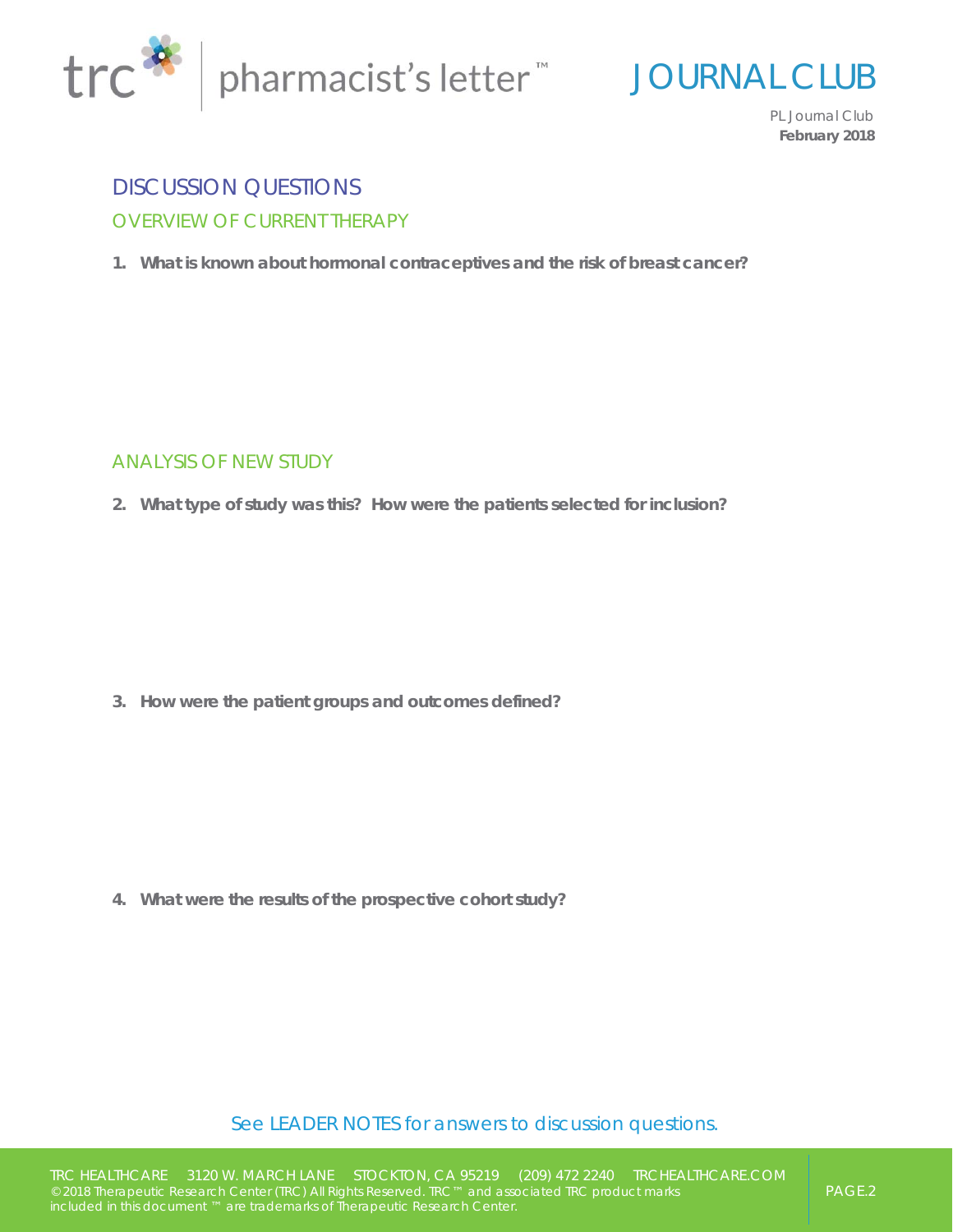# DISCUSSION QUESTIONS

## OVERVIEW OF CURRENT THERAPY

1. **What is known about hormonal contraceptives and the risk of breast cancer?**

## ANALYSIS OF NEW STUDY

2. **What type of study was this? How were the patients selected for inclusion?**

3. **How were the patient groups and outcomes defined?**

4. **What were the results of the prospective cohort study?**

See LEADER NOTES for answers to discussion questions.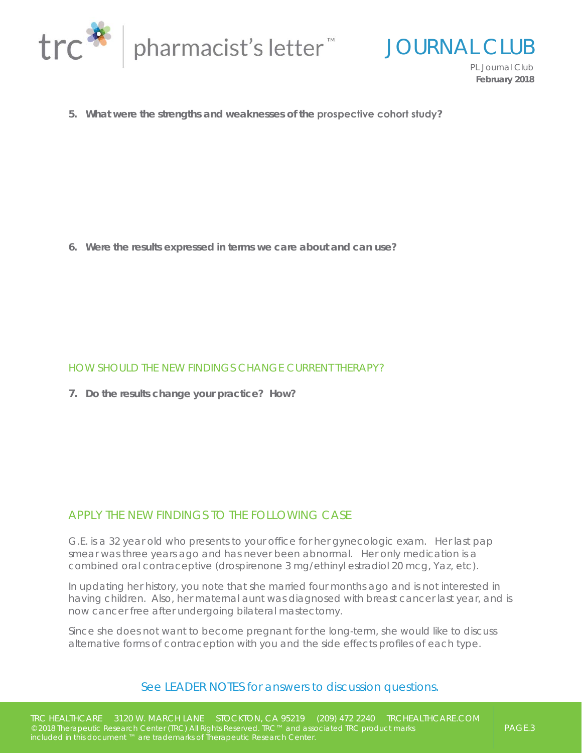**5. What were the strengths and weaknesses of the prospective cohort study?**

**6. Were the results expressed in terms we care about and can use?**

## HOW SHOULD THE NEW FINDINGS CHANGE CURRENT THERAPY?

**7. Do the results change your practice? How?**

## APPLY THE NEW FINDINGS TO THE FOLLOWING CASE

G.E. is a 32 year old who presents to your office for her gynecologic exam. Her last pap smear was three years ago and has never been abnormal. Her only medication is a combined oral contraceptive (drospirenone 3 mg/ethinyl estradiol 20 mcg, Yaz, etc).

In updating her history, you note that she married four months ago and is not interested in having children. Also, her maternal aunt was diagnosed with breast cancer last year, and is now cancer free after undergoing bilateral mastectomy.

Since she does not want to become pregnant for the long-term, she would like to discuss alternative forms of contraception with you and the side effects profiles of each type.

See LEADER NOTES for answers to discussion questions.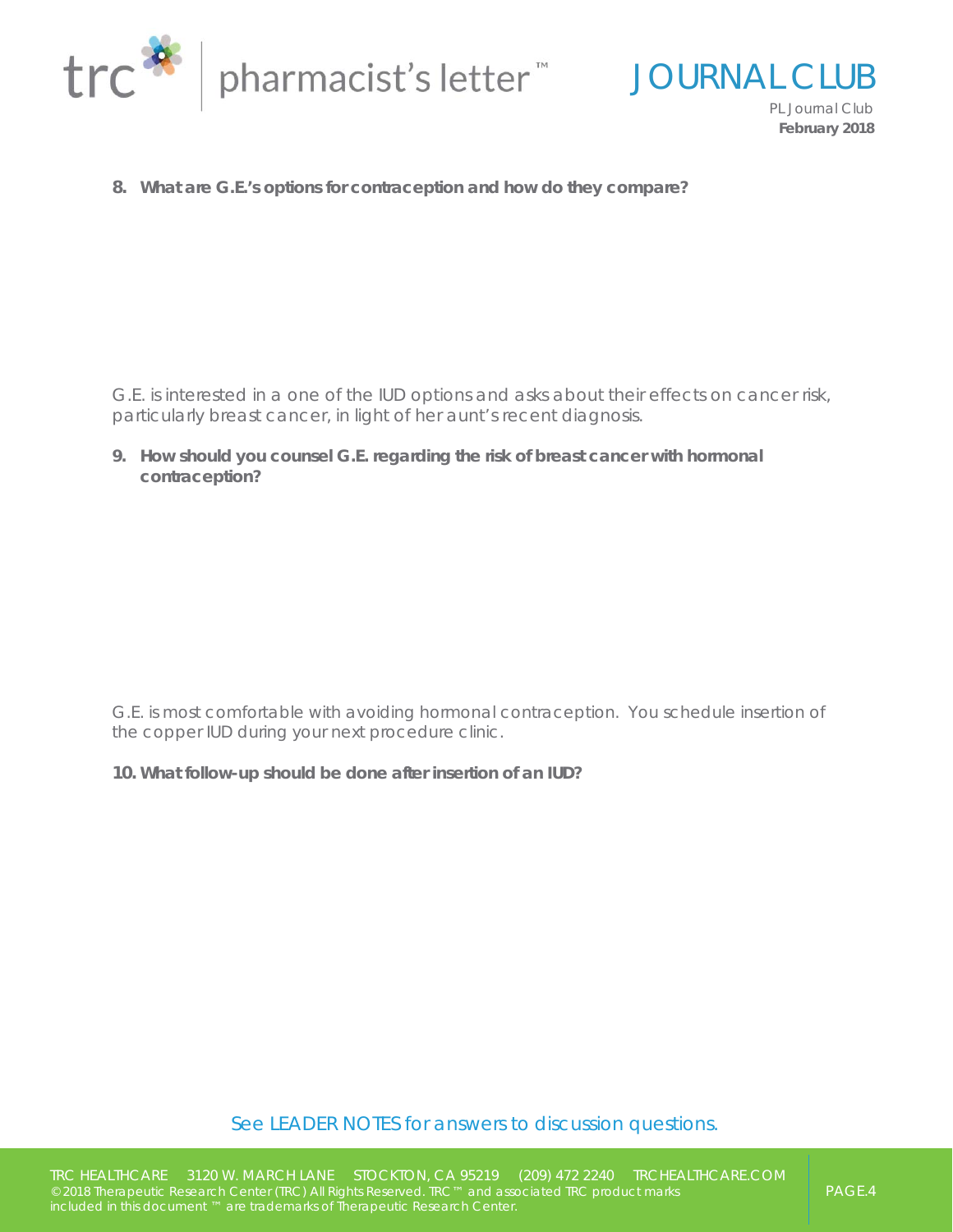**8. What are G.E.'s options for contraception and how do they compare?**

G.E. is interested in a one of the IUD options and asks about their effects on cancer risk, particularly breast cancer, in light of her aunt's recent diagnosis.

**9. How should you counsel G.E. regarding the risk of breast cancer with hormonal contraception?**

G.E. is most comfortable with avoiding hormonal contraception. You schedule insertion of the copper IUD during your next procedure clinic.

**10. What follow-up should be done after insertion of an IUD?**

See LEADER NOTES for answers to discussion questions.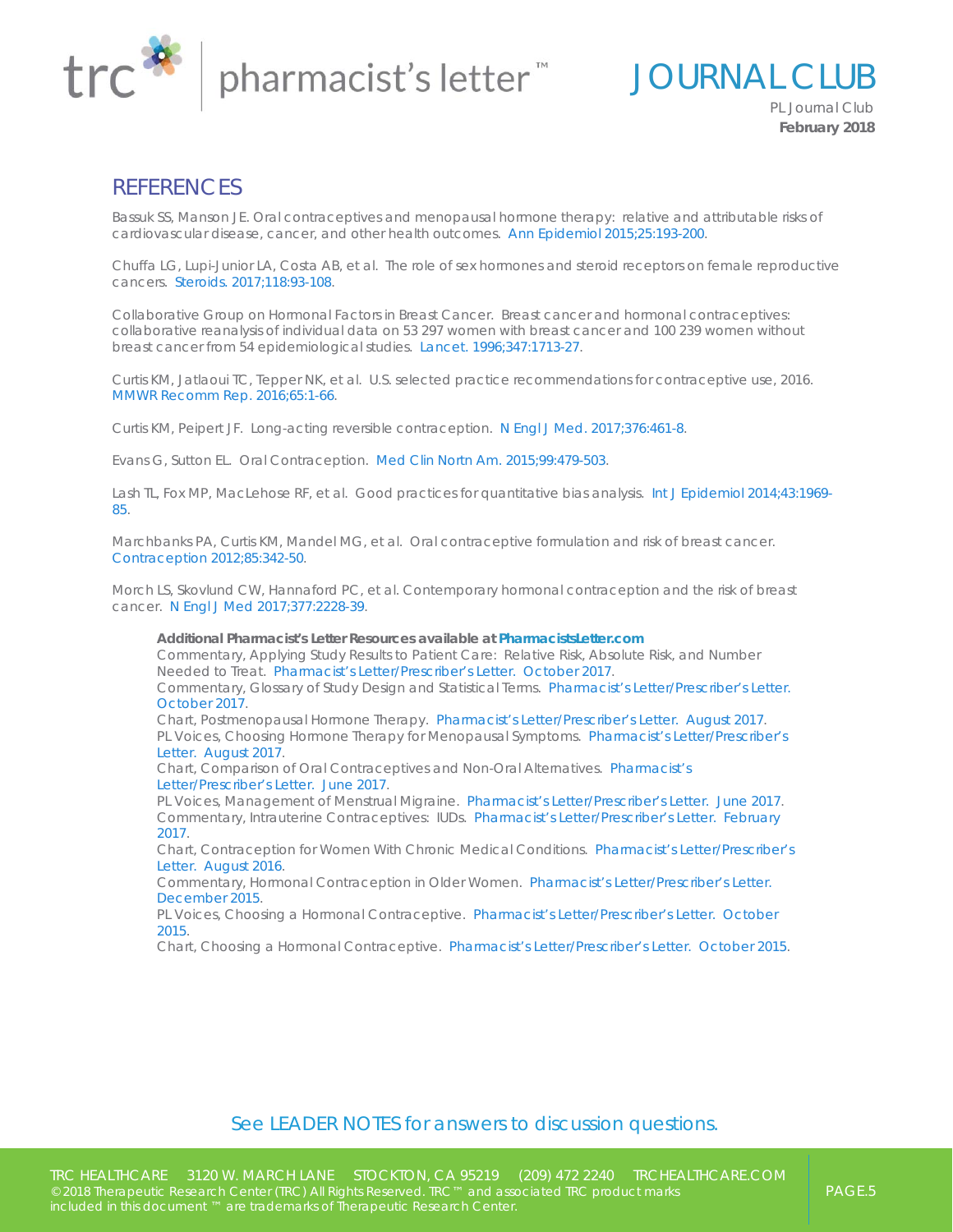## REFERENCES

Bassuk SS, Manson JE. Oral contraceptives and menopausal hormone therapy: relative and attributable risks of cardiovascular disease, cancer, and other health outcomes. Ann Epidemiol 2015;25:193-200.

Chuffa LG, Lupi-Junior LA, Costa AB, et al. The role of sex hormones and steroid receptors on female reproductive cancers. Steroids. 2017;118:93-108.

Collaborative Group on Hormonal Factors in Breast Cancer. Breast cancer and hormonal contraceptives: collaborative reanalysis of individual data on 53 297 women with breast cancer and 100 239 women without breast cancer from 54 epidemiological studies. Lancet. 1996;347:1713-27.

Curtis KM, Jatlaoui TC, Tepper NK, et al. U.S. selected practice recommendations for contraceptive use, 2016. MMWR Recomm Rep. 2016;65:1-66.

Curtis KM, Peipert JF. Long-acting reversible contraception. N Engl J Med. 2017;376:461-8.

Evans G, Sutton EL. Oral Contraception. Med Clin Nortn Am. 2015;99:479-503.

Lash TL, Fox MP, MacLehose RF, et al. Good practices for quantitative bias analysis. Int J Epidemiol 2014;43:1969-85.

Marchbanks PA, Curtis KM, Mandel MG, et al. Oral contraceptive formulation and risk of breast cancer. Contraception 2012;85:342-50.

Morch LS, Skovlund CW, Hannaford PC, et al. Contemporary hormonal contraception and the risk of breast cancer. N Engl J Med 2017;377:2228-39.

**Additional Pharmacist's Letter Resources available at PharmacistsLetter.com**

Commentary, Applying Study Results to Patient Care: Relative Risk, Absolute Risk, and Number Needed to Treat. Pharmacist's Letter/Prescriber's Letter. October 2017.
Commentary, Glossary of Study Design and Statistical Terms. Pharmacist's Letter/Prescriber's Letter. October 2017.
Chart, Postmenopausal Hormone Therapy. Pharmacist's Letter/Prescriber's Letter. August 2017.
PL Voices, Choosing Hormone Therapy for Menopausal Symptoms. Pharmacist's Letter/Prescriber's Letter. August 2017.
Chart, Comparison of Oral Contraceptives and Non-Oral Alternatives. Pharmacist's Letter/Prescriber's Letter. June 2017.
PL Voices, Management of Menstrual Migraine. Pharmacist's Letter/Prescriber's Letter. June 2017.
Commentary, Intrauterine Contraceptives: IUDs. Pharmacist's Letter/Prescriber's Letter. February 2017.
Chart, Contraception for Women With Chronic Medical Conditions. Pharmacist's Letter/Prescriber's Letter. August 2016.
Commentary, Hormonal Contraception in Older Women. Pharmacist's Letter/Prescriber's Letter. December 2015.
PL Voices, Choosing a Hormonal Contraceptive. Pharmacist's Letter/Prescriber's Letter. October 2015.
Chart, Choosing a Hormonal Contraceptive. Pharmacist's Letter/Prescriber's Letter. October 2015.

See LEADER NOTES for answers to discussion questions.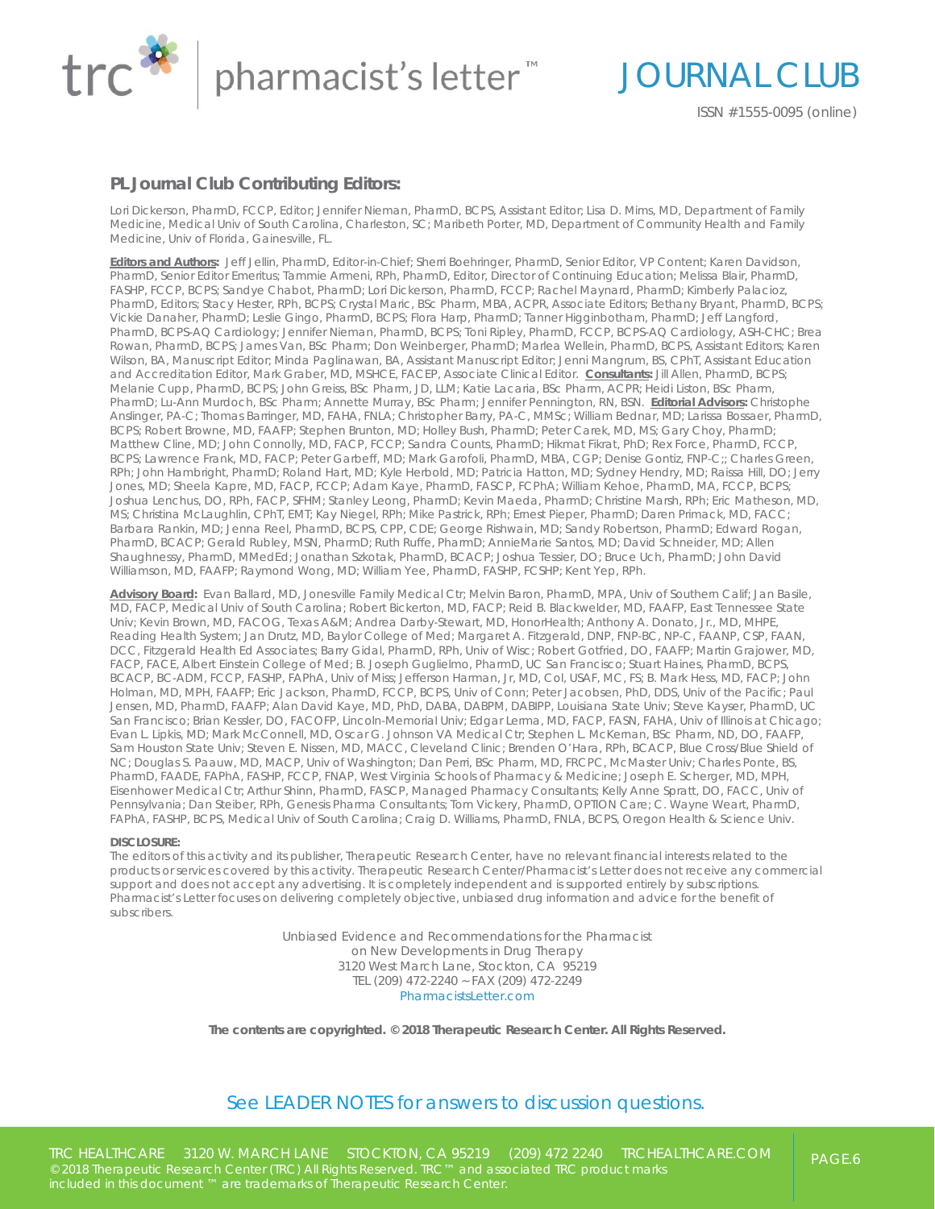# JOURNAL CLUB

ISSN #1555-0095 (online)

## PL Journal Club Contributing Editors:

Lori Dickerson, PharmD, FCCP, Editor; Jennifer Nieman, PharmD, BCPS, Assistant Editor; Lisa D. Mims, MD, Department of Family Medicine, Medical Univ of South Carolina, Charleston, SC; Maribeth Porter, MD, Department of Community Health and Family Medicine, Univ of Florida, Gainesville, FL.

**Editors and Authors:** Jeff Jellin, PharmD, Editor-in-Chief; Sherri Boehringer, PharmD, Senior Editor, VP Content; Karen Davidson, PharmD, Senior Editor Emeritus; Tammie Armeni, RPh, PharmD, Editor, Director of Continuing Education; Melissa Blair, PharmD, FASHP, FCCP, BCPS; Sandye Chabot, PharmD; Lori Dickerson, PharmD, FCCP; Rachel Maynard, PharmD; Kimberly Palacioz, PharmD, Editors; Stacy Hester, RPh, BCPS; Crystal Maric, BSc Pharm, MBA, ACPR, Associate Editors; Bethany Bryant, PharmD, BCPS; Vickie Danaher, PharmD; Leslie Gingo, PharmD, BCPS; Flora Harp, PharmD; Tanner Higginbotham, PharmD; Jeff Langford, PharmD, BCPS-AQ Cardiology; Jennifer Nieman, PharmD, BCPS; Toni Ripley, PharmD, FCCP, BCPS-AQ Cardiology, ASH-CHC; Brea Rowan, PharmD, BCPS; James Van, BSc Pharm; Don Weinberger, PharmD; Marlea Wellein, PharmD, BCPS, Assistant Editors; Karen Wilson, BA, Manuscript Editor; Minda Paglinawan, BA, Assistant Manuscript Editor; Jenni Mangrum, BS, CPhT, Assistant Education and Accreditation Editor, Mark Graber, MD, MSHCE, FACEP, Associate Clinical Editor. **Consultants:** Jill Allen, PharmD, BCPS; Melanie Cupp, PharmD, BCPS; John Greiss, BSc Pharm, JD, LLM; Katie Lacaria, BSc Pharm, ACPR; Heidi Liston, BSc Pharm, PharmD; Lu-Ann Murdoch, BSc Pharm; Annette Murray, BSc Pharm; Jennifer Pennington, RN, BSN. **Editorial Advisors:** Christophe Anslinger, PA-C; Thomas Barringer, MD, FAHA, FNLA; Christopher Barry, PA-C, MMSc; William Bednar, MD; Larissa Bossaer, PharmD, BCPS; Robert Browne, MD, FAAFP; Stephen Brunton, MD; Holley Bush, PharmD; Peter Carek, MD, MS; Gary Choy, PharmD; Matthew Cline, MD; John Connolly, MD, FACP, FCCP; Sandra Counts, PharmD; Hikmat Fikrat, PhD; Rex Force, PharmD, FCCP, BCPS; Lawrence Frank, MD, FACP; Peter Garbeff, MD; Mark Garofoli, PharmD, MBA, CGP; Denise Gontiz, FNP-C;; Charles Green, RPh; John Hambright, PharmD; Roland Hart, MD; Kyle Herbold, MD; Patricia Hatton, MD; Sydney Hendry, MD; Raissa Hill, DO; Jerry Jones, MD; Sheela Kapre, MD, FACP, FCCP; Adam Kaye, PharmD, FASCP, FCPhA; William Kehoe, PharmD, MA, FCCP, BCPS; Joshua Lenchus, DO, RPh, FACP, SFHM; Stanley Leong, PharmD; Kevin Maeda, PharmD; Christine Marsh, RPh; Eric Matheson, MD, MS; Christina McLaughlin, CPhT, EMT; Kay Niegel, RPh; Mike Pastrick, RPh; Ernest Pieper, PharmD; Daren Primack, MD, FACC; Barbara Rankin, MD; Jenna Reel, PharmD, BCPS, CPP, CDE; George Rishwain, MD; Sandy Robertson, PharmD; Edward Rogan, PharmD, BCACP; Gerald Rubley, MSN, PharmD; Ruth Ruffe, PharmD; AnnieMarie Santos, MD; David Schneider, MD; Allen Shaughnessy, PharmD, MMedEd; Jonathan Szkotak, PharmD, BCACP; Joshua Tessier, DO; Bruce Uch, PharmD; John David Williamson, MD, FAAFP; Raymond Wong, MD; William Yee, PharmD, FASHP, FCSHP; Kent Yep, RPh.

**Advisory Board:** Evan Ballard, MD, Jonesville Family Medical Ctr; Melvin Baron, PharmD, MPA, Univ of Southern Calif; Jan Basile, MD, FACP, Medical Univ of South Carolina; Robert Bickerton, MD, FACP; Reid B. Blackwelder, MD, FAAFP, East Tennessee State Univ; Kevin Brown, MD, FACOG, Texas A&M; Andrea Darby-Stewart, MD, HonorHealth; Anthony A. Donato, Jr., MD, MHPE, Reading Health System; Jan Drutz, MD, Baylor College of Med; Margaret A. Fitzgerald, DNP, FNP-BC, NP-C, FAANP, CSP, FAAN, DCC, Fitzgerald Health Ed Associates; Barry Gidal, PharmD, RPh, Univ of Wisc; Robert Gotfried, DO, FAAFP; Martin Grajower, MD, FACP, FACE, Albert Einstein College of Med; B. Joseph Guglielmo, PharmD, UC San Francisco; Stuart Haines, PharmD, BCPS, BCACP, BC-ADM, FCCP, FASHP, FAPhA, Univ of Miss; Jefferson Harman, Jr, MD, Col, USAF, MC, FS; B. Mark Hess, MD, FACP; John Holman, MD, MPH, FAAFP; Eric Jackson, PharmD, FCCP, BCPS, Univ of Conn; Peter Jacobsen, PhD, DDS, Univ of the Pacific; Paul Jensen, MD, PharmD, FAAFP; Alan David Kaye, MD, PhD, DABA, DABPM, DABIPP, Louisiana State Univ; Steve Kayser, PharmD, UC San Francisco; Brian Kessler, DO, FACOFP, Lincoln-Memorial Univ; Edgar Lerma, MD, FACP, FASN, FAHA, Univ of Illinois at Chicago; Evan L. Lipkis, MD; Mark McConnell, MD, Oscar G. Johnson VA Medical Ctr; Stephen L. McKernan, BSc Pharm, ND, DO, FAAFP, Sam Houston State Univ; Steven E. Nissen, MD, MACC, Cleveland Clinic; Brenden O'Hara, RPh, BCACP, Blue Cross/Blue Shield of NC; Douglas S. Paauw, MD, MACP, Univ of Washington; Dan Perri, BSc Pharm, MD, FRCPC, McMaster Univ; Charles Ponte, BS, PharmD, FAADE, FAPhA, FASHP, FCCP, FNAP, West Virginia Schools of Pharmacy & Medicine; Joseph E. Scherger, MD, MPH, Eisenhower Medical Ctr; Arthur Shinn, PharmD, FASCP, Managed Pharmacy Consultants; Kelly Anne Spratt, DO, FACC, Univ of Pennsylvania; Dan Steiber, RPh, Genesis Pharma Consultants; Tom Vickery, PharmD, OPTION Care; C. Wayne Weart, PharmD, FAPhA, FASHP, BCPS, Medical Univ of South Carolina; Craig D. Williams, PharmD, FNLA, BCPS, Oregon Health & Science Univ.

**DISCLOSURE:**
The editors of this activity and its publisher, Therapeutic Research Center, have no relevant financial interests related to the products or services covered by this activity. Therapeutic Research Center/Pharmacist's Letter does not receive any commercial support and does not accept any advertising. It is completely independent and is supported entirely by subscriptions. Pharmacist's Letter focuses on delivering completely objective, unbiased drug information and advice for the benefit of subscribers.

Unbiased Evidence and Recommendations for the Pharmacist
on New Developments in Drug Therapy
3120 West March Lane, Stockton, CA 95219
TEL (209) 472-2240 ~ FAX (209) 472-2249
PharmacistsLetter.com

**The contents are copyrighted. © 2018 Therapeutic Research Center. All Rights Reserved.**

See LEADER NOTES for answers to discussion questions.